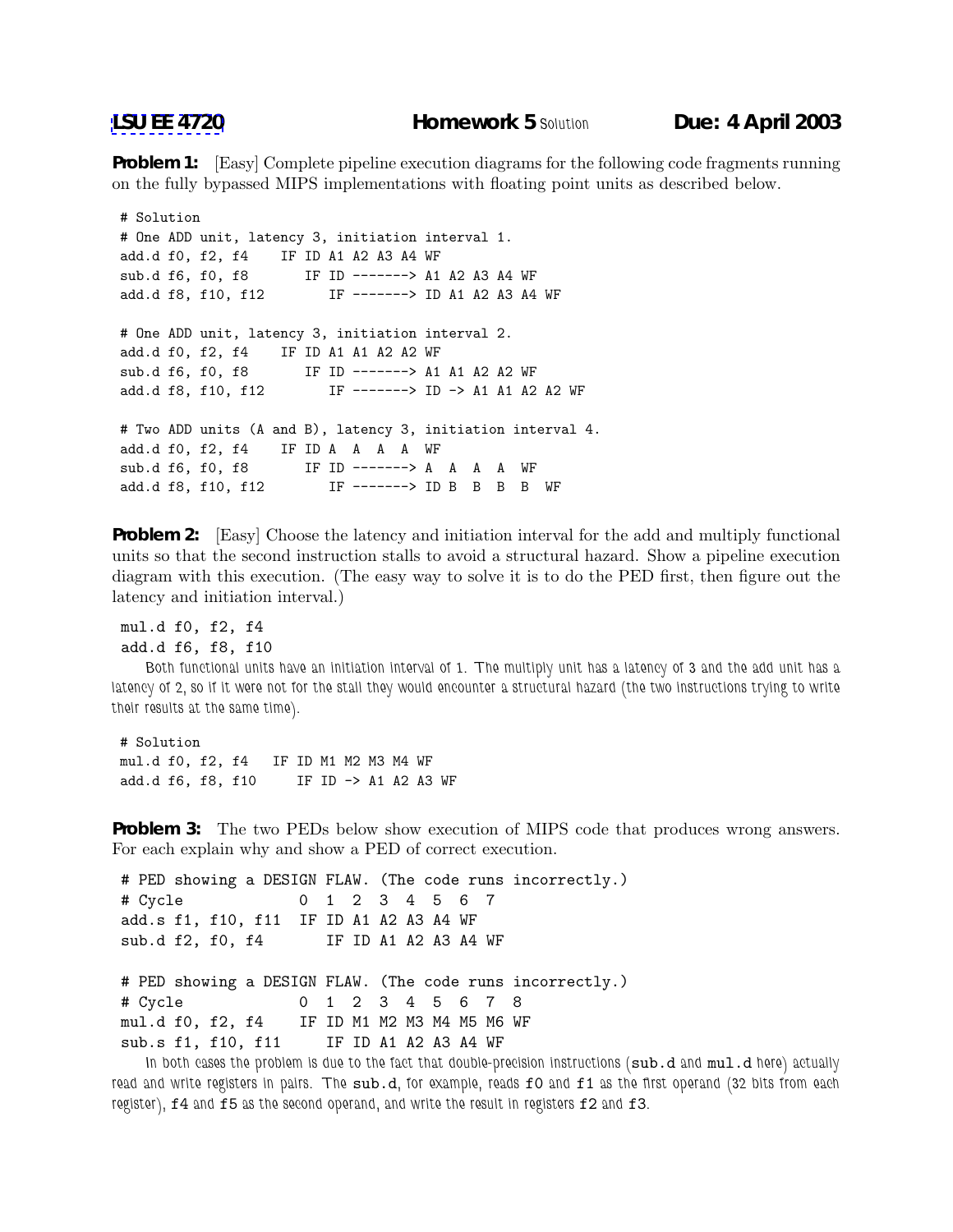[LSU EE 4720](#) **Homework 5** Solution **Due: 4 April 2003**

**Problem 1:** [Easy] Complete pipeline execution diagrams for the following code fragments running on the fully bypassed MIPS implementations with floating point units as described below.

```
# Solution
# One ADD unit, latency 3, initiation interval 1.
add.d f0, f2, f4    IF ID A1 A2 A3 A4 WF
sub.d f6, f0, f8       IF ID -------> A1 A2 A3 A4 WF
add.d f8, f10, f12        IF -------> ID A1 A2 A3 A4 WF

# One ADD unit, latency 3, initiation interval 2.
add.d f0, f2, f4    IF ID A1 A1 A2 A2 WF
sub.d f6, f0, f8       IF ID -------> A1 A1 A2 A2 WF
add.d f8, f10, f12        IF -------> ID -> A1 A1 A2 A2 WF

# Two ADD units (A and B), latency 3, initiation interval 4.
add.d f0, f2, f4    IF ID A  A  A  A  WF
sub.d f6, f0, f8       IF ID -------> A  A  A  A  WF
add.d f8, f10, f12        IF -------> ID B  B  B  B  WF
```

**Problem 2:** [Easy] Choose the latency and initiation interval for the add and multiply functional units so that the second instruction stalls to avoid a structural hazard. Show a pipeline execution diagram with this execution. (The easy way to solve it is to do the PED first, then figure out the latency and initiation interval.)

```
mul.d f0, f2, f4
add.d f6, f8, f10
```

*Both functional units have an initiation interval of 1. The multiply unit has a latency of 3 and the add unit has a latency of 2, so if it were not for the stall they would encounter a structural hazard (the two instructions trying to write their results at the same time).*

```
# Solution
mul.d f0, f2, f4   IF ID M1 M2 M3 M4 WF
add.d f6, f8, f10     IF ID -> A1 A2 A3 WF
```

**Problem 3:** The two PEDs below show execution of MIPS code that produces wrong answers. For each explain why and show a PED of correct execution.

```
# PED showing a DESIGN FLAW. (The code runs incorrectly.)
# Cycle             0  1  2  3  4  5  6  7
add.s f1, f10, f11  IF ID A1 A2 A3 A4 WF
sub.d f2, f0, f4       IF ID A1 A2 A3 A4 WF

# PED showing a DESIGN FLAW. (The code runs incorrectly.)
# Cycle             0  1  2  3  4  5  6  7  8
mul.d f0, f2, f4    IF ID M1 M2 M3 M4 M5 M6 WF
sub.s f1, f10, f11     IF ID A1 A2 A3 A4 WF
```

*In both cases the problem is due to the fact that double-precision instructions (`sub.d` and `mul.d` here) actually read and write registers in pairs. The `sub.d`, for example, reads `f0` and `f1` as the first operand (32 bits from each register), `f4` and `f5` as the second operand, and write the result in registers `f2` and `f3`.*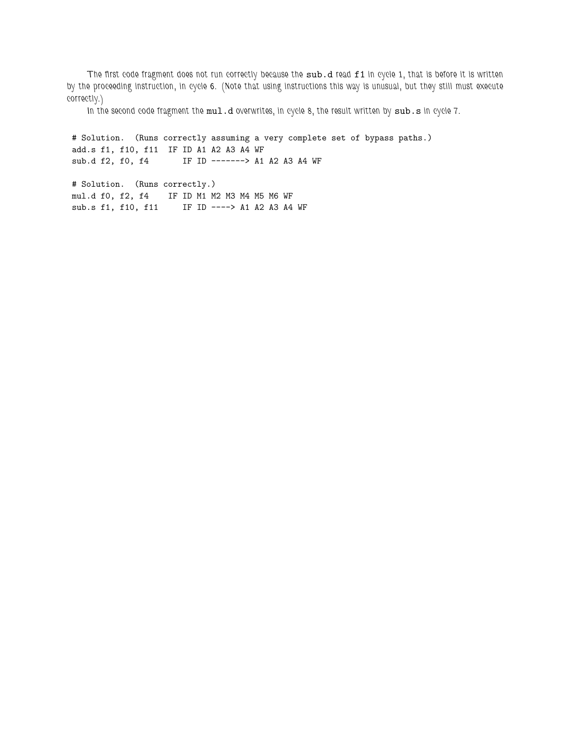The first code fragment does not run correctly because the `sub.d` read `f1` in cycle 1, that is before it is written by the proceeding instruction, in cycle 6. (Note that using instructions this way is unusual, but they still must execute correctly.)

In the second code fragment the `mul.d` overwrites, in cycle 8, the result written by `sub.s` in cycle 7.

```
# Solution.  (Runs correctly assuming a very complete set of bypass paths.)
add.s f1, f10, f11  IF ID A1 A2 A3 A4 WF
sub.d f2, f0, f4       IF ID -------> A1 A2 A3 A4 WF

# Solution.  (Runs correctly.)
mul.d f0, f2, f4    IF ID M1 M2 M3 M4 M5 M6 WF
sub.s f1, f10, f11     IF ID ----> A1 A2 A3 A4 WF
```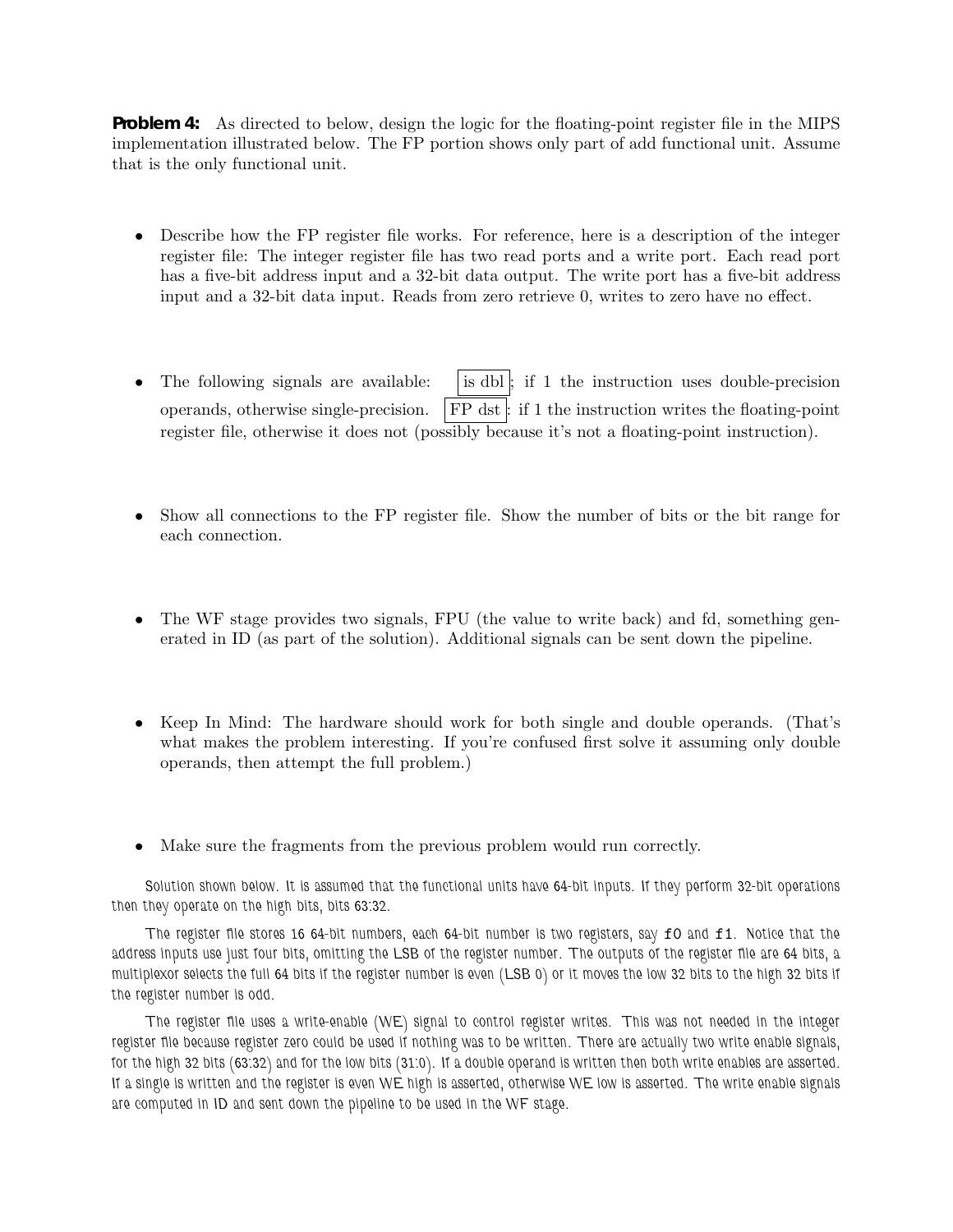**Problem 4:** As directed to below, design the logic for the floating-point register file in the MIPS implementation illustrated below. The FP portion shows only part of add functional unit. Assume that is the only functional unit.

- Describe how the FP register file works. For reference, here is a description of the integer register file: The integer register file has two read ports and a write port. Each read port has a five-bit address input and a 32-bit data output. The write port has a five-bit address input and a 32-bit data input. Reads from zero retrieve 0, writes to zero have no effect.

- The following signals are available: is dbl ; if 1 the instruction uses double-precision operands, otherwise single-precision. FP dst : if 1 the instruction writes the floating-point register file, otherwise it does not (possibly because it's not a floating-point instruction).

- Show all connections to the FP register file. Show the number of bits or the bit range for each connection.

- The WF stage provides two signals, FPU (the value to write back) and fd, something generated in ID (as part of the solution). Additional signals can be sent down the pipeline.

- Keep In Mind: The hardware should work for both single and double operands. (That's what makes the problem interesting. If you're confused first solve it assuming only double operands, then attempt the full problem.)

- Make sure the fragments from the previous problem would run correctly.

Solution shown below. It is assumed that the functional units have 64-bit inputs. If they perform 32-bit operations then they operate on the high bits, bits 63:32.

The register file stores 16 64-bit numbers, each 64-bit number is two registers, say `f0` and `f1`. Notice that the address inputs use just four bits, omitting the LSB of the register number. The outputs of the register file are 64 bits, a multiplexor selects the full 64 bits if the register number is even (LSB 0) or it moves the low 32 bits to the high 32 bits if the register number is odd.

The register file uses a write-enable (WE) signal to control register writes. This was not needed in the integer register file because register zero could be used if nothing was to be written. There are actually two write enable signals, for the high 32 bits (63:32) and for the low bits (31:0). If a double operand is written then both write enables are asserted. If a single is written and the register is even WE high is asserted, otherwise WE low is asserted. The write enable signals are computed in ID and sent down the pipeline to be used in the WF stage.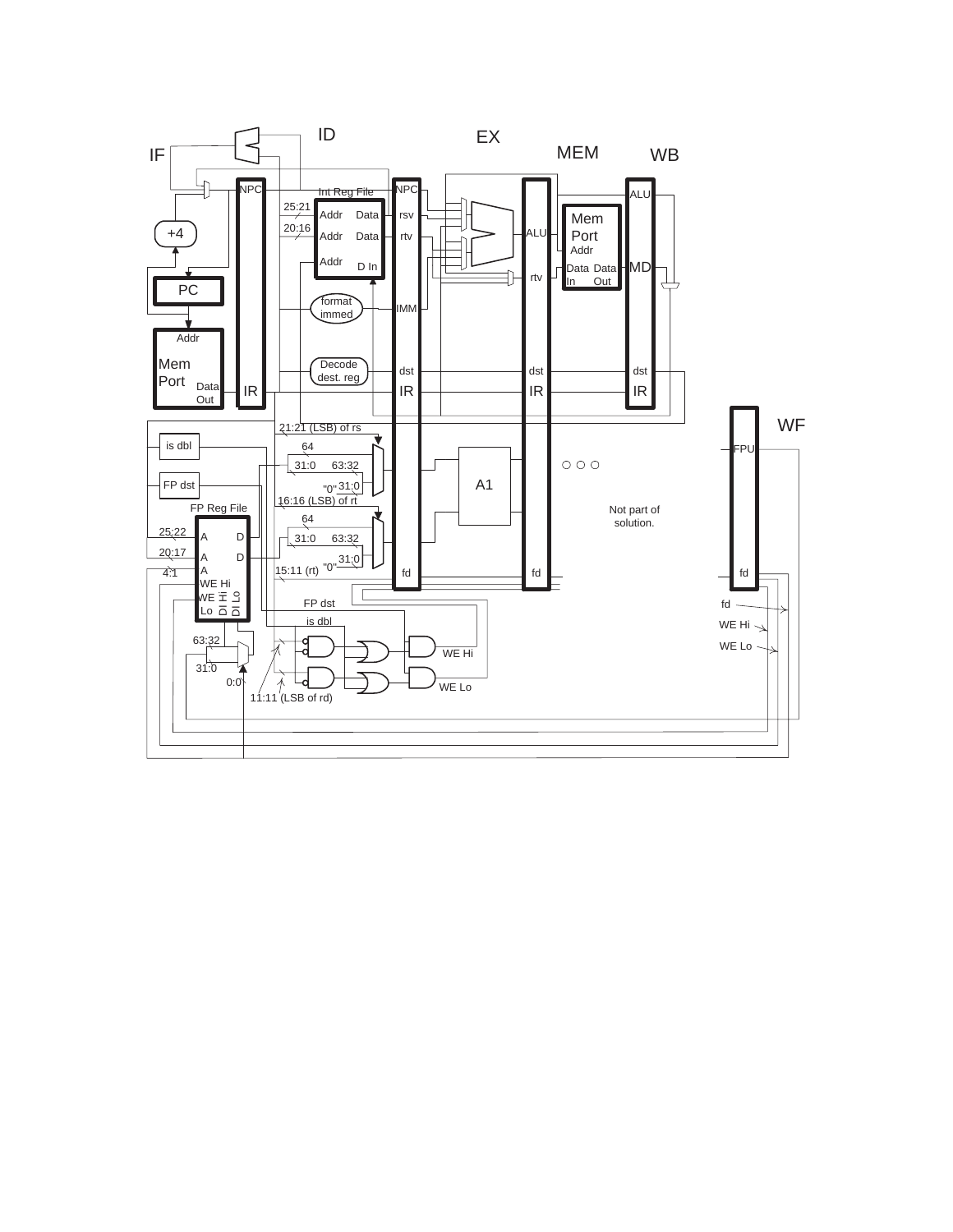IF

ID

EX

MEM

WB

NPC

Int Reg File

NPC

ALU

25:21

Addr

Data

rsv

20:16

Addr

Data

rtv

Mem

Port

+4

ALU

Addr

Addr

D In

MD

Data In

Data Out

rtv

PC

format immed

IMM

Addr

Mem Port

Decode dest. reg

dst

dst

dst

Data Out

IR

IR

IR

IR

WF

21:21 (LSB) of rs

is dbl

64

FPU

31:0

63:32

FP dst

A1

"0"

31:0

16:16 (LSB) of rt

FP Reg File

Not part of solution.

64

25:22

A

D

31:0

63:32

20:17

A

D

31:0

4:1

A

15:11 (rt)

"0"

fd

fd

fd

WE Hi

WE Lo

DI Hi

DI Lo

FP dst

fd

is dbl

WE Hi

63:32

WE Lo

WE Hi

31:0

0:0

WE Lo

11:11 (LSB of rd)